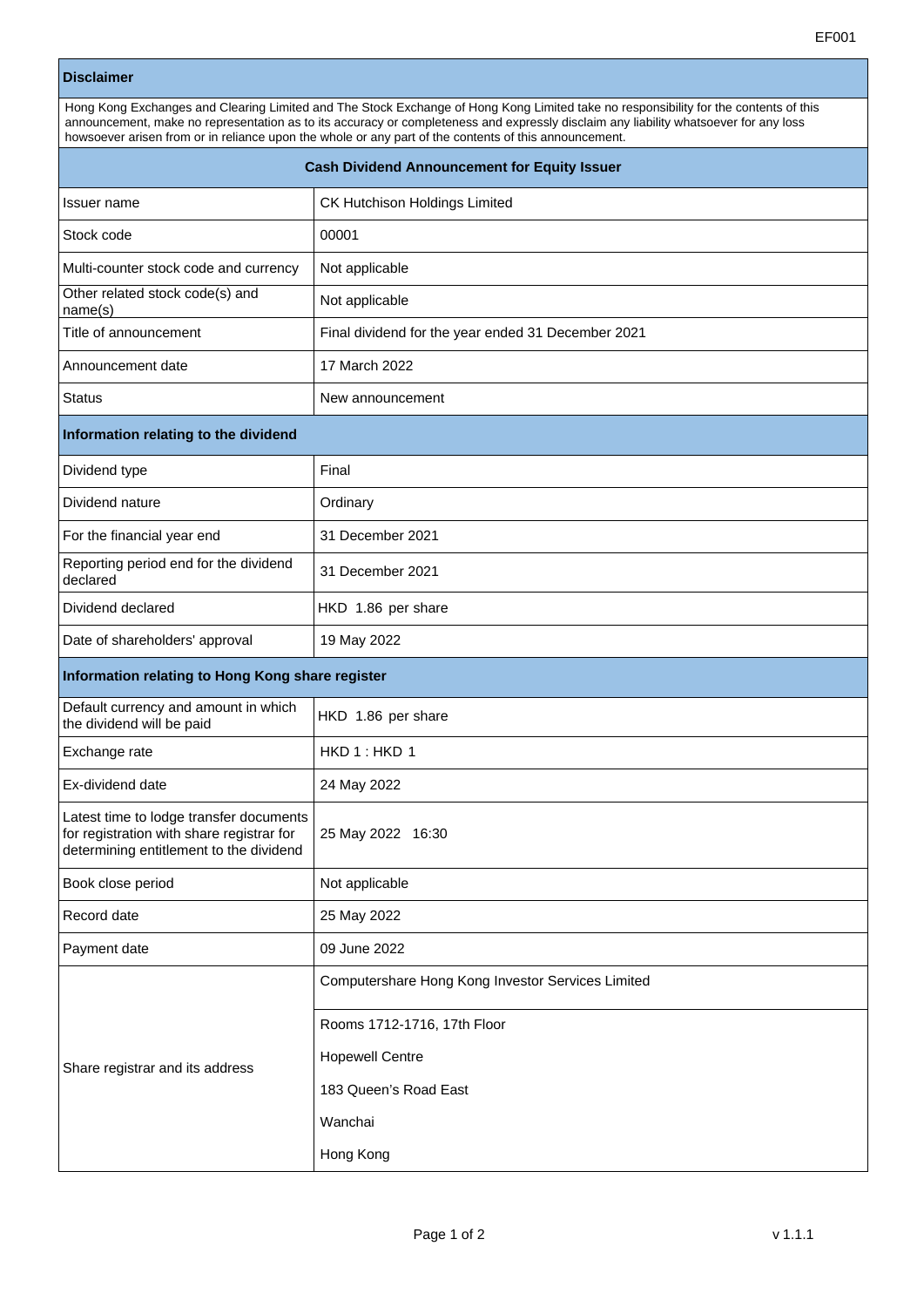EF001

| Disclaimer | |
|---|---|
| Hong Kong Exchanges and Clearing Limited and The Stock Exchange of Hong Kong Limited take no responsibility for the contents of this announcement, make no representation as to its accuracy or completeness and expressly disclaim any liability whatsoever for any loss howsoever arisen from or in reliance upon the whole or any part of the contents of this announcement. | |

| **Cash Dividend Announcement for Equity Issuer** | |
|---|---|
| Issuer name | CK Hutchison Holdings Limited |
| Stock code | 00001 |
| Multi-counter stock code and currency | Not applicable |
| Other related stock code(s) and name(s) | Not applicable |
| Title of announcement | Final dividend for the year ended 31 December 2021 |
| Announcement date | 17 March 2022 |
| Status | New announcement |
| **Information relating to the dividend** | |
| Dividend type | Final |
| Dividend nature | Ordinary |
| For the financial year end | 31 December 2021 |
| Reporting period end for the dividend declared | 31 December 2021 |
| Dividend declared | HKD 1.86 per share |
| Date of shareholders' approval | 19 May 2022 |
| **Information relating to Hong Kong share register** | |
| Default currency and amount in which the dividend will be paid | HKD 1.86 per share |
| Exchange rate | HKD 1 : HKD 1 |
| Ex-dividend date | 24 May 2022 |
| Latest time to lodge transfer documents for registration with share registrar for determining entitlement to the dividend | 25 May 2022 16:30 |
| Book close period | Not applicable |
| Record date | 25 May 2022 |
| Payment date | 09 June 2022 |
| Share registrar and its address | Computershare Hong Kong Investor Services Limited<br>Rooms 1712-1716, 17th Floor<br>Hopewell Centre<br>183 Queen's Road East<br>Wanchai<br>Hong Kong |

v 1.1.1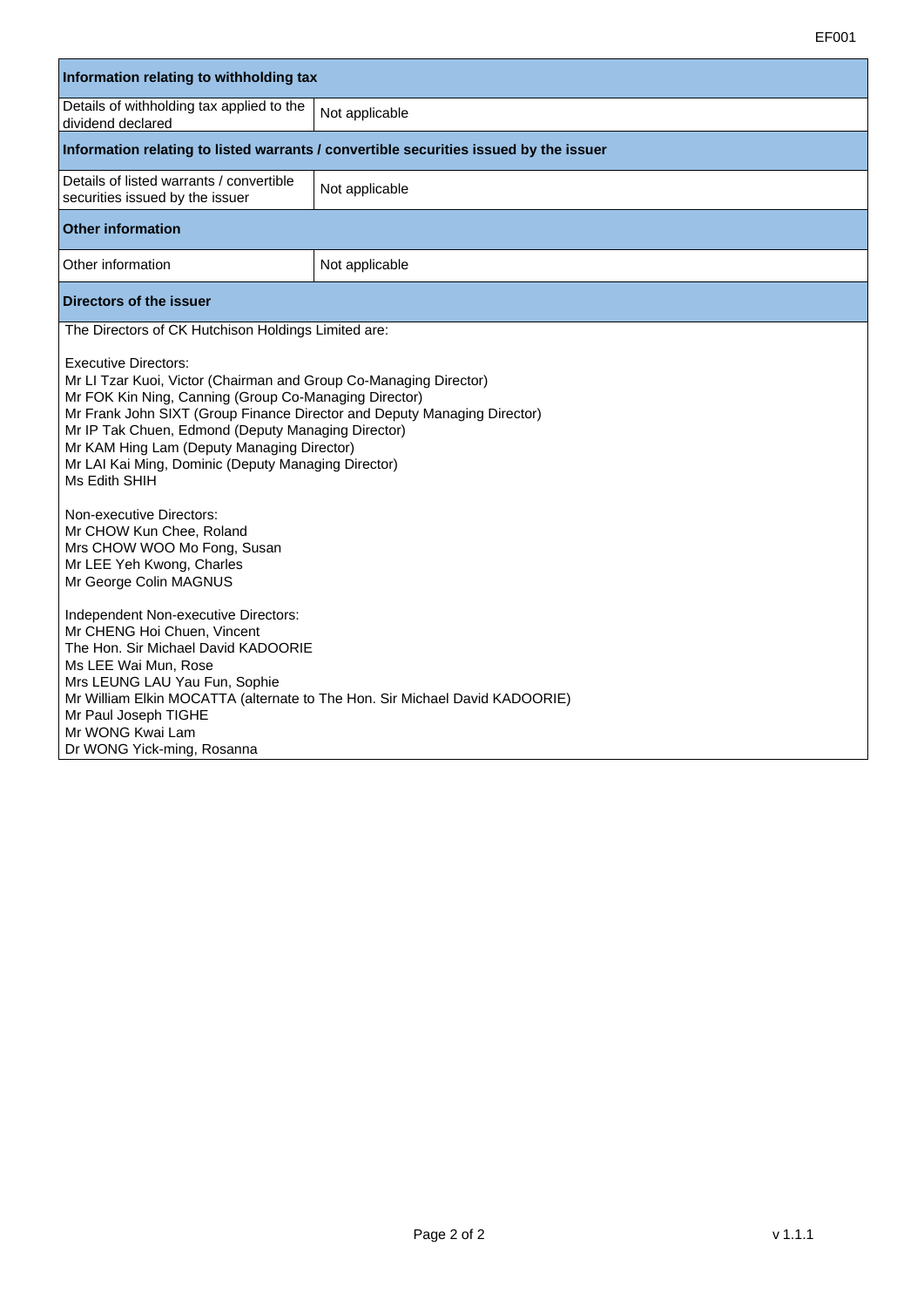| Information relating to withholding tax | |
|---|---|
| Details of withholding tax applied to the dividend declared | Not applicable |

| Information relating to listed warrants / convertible securities issued by the issuer | |
|---|---|
| Details of listed warrants / convertible securities issued by the issuer | Not applicable |

| Other information | |
|---|---|
| Other information | Not applicable |

**Directors of the issuer**

The Directors of CK Hutchison Holdings Limited are:

Executive Directors:
Mr LI Tzar Kuoi, Victor (Chairman and Group Co-Managing Director)
Mr FOK Kin Ning, Canning (Group Co-Managing Director)
Mr Frank John SIXT (Group Finance Director and Deputy Managing Director)
Mr IP Tak Chuen, Edmond (Deputy Managing Director)
Mr KAM Hing Lam (Deputy Managing Director)
Mr LAI Kai Ming, Dominic (Deputy Managing Director)
Ms Edith SHIH

Non-executive Directors:
Mr CHOW Kun Chee, Roland
Mrs CHOW WOO Mo Fong, Susan
Mr LEE Yeh Kwong, Charles
Mr George Colin MAGNUS

Independent Non-executive Directors:
Mr CHENG Hoi Chuen, Vincent
The Hon. Sir Michael David KADOORIE
Ms LEE Wai Mun, Rose
Mrs LEUNG LAU Yau Fun, Sophie
Mr William Elkin MOCATTA (alternate to The Hon. Sir Michael David KADOORIE)
Mr Paul Joseph TIGHE
Mr WONG Kwai Lam
Dr WONG Yick-ming, Rosanna